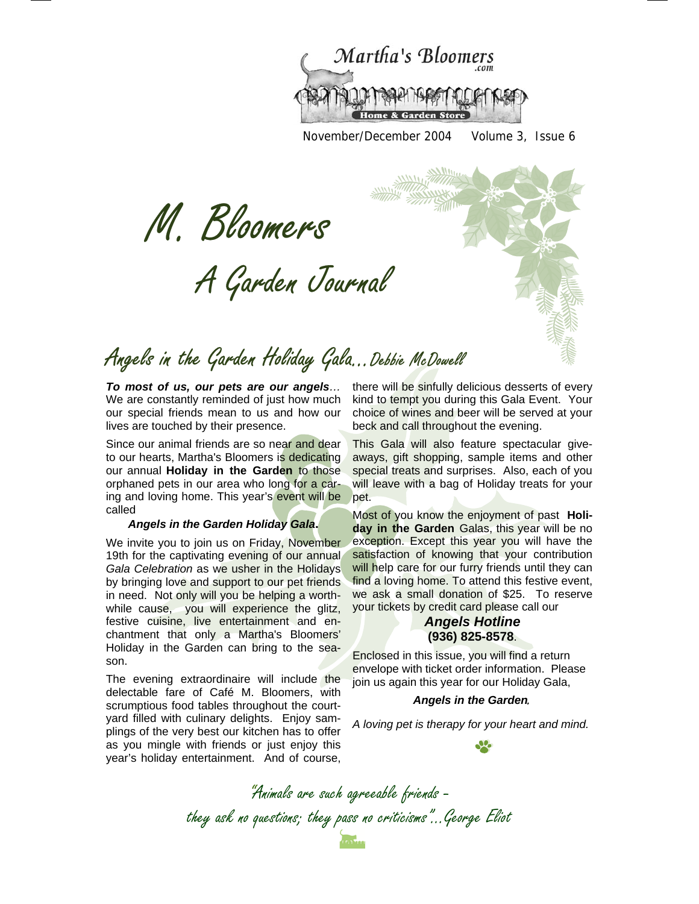Martha's Bloomers .com

Home & Garden Store

November/December 2004 Volume 3, Issue 6

# M. Bloomers

## A Garden Journal

## Angels in the Garden Holiday Gala...Debbie McDowell

***To most of us, our pets are our angels…*** We are constantly reminded of just how much our special friends mean to us and how our lives are touched by their presence.

Since our animal friends are so near and dear to our hearts, Martha's Bloomers is dedicating our annual **Holiday in the Garden** to those orphaned pets in our area who long for a caring and loving home. This year's event will be called

***Angels in the Garden Holiday Gala*.**

We invite you to join us on Friday, November 19th for the captivating evening of our annual *Gala Celebration* as we usher in the Holidays by bringing love and support to our pet friends in need. Not only will you be helping a worthwhile cause, you will experience the glitz, festive cuisine, live entertainment and enchantment that only a Martha's Bloomers' Holiday in the Garden can bring to the season.

The evening extraordinaire will include the delectable fare of Café M. Bloomers, with scrumptious food tables throughout the courtyard filled with culinary delights. Enjoy samplings of the very best our kitchen has to offer as you mingle with friends or just enjoy this year's holiday entertainment. And of course, there will be sinfully delicious desserts of every kind to tempt you during this Gala Event. Your choice of wines and beer will be served at your beck and call throughout the evening.

This Gala will also feature spectacular giveaways, gift shopping, sample items and other special treats and surprises. Also, each of you will leave with a bag of Holiday treats for your pet.

Most of you know the enjoyment of past **Holiday in the Garden** Galas, this year will be no exception. Except this year you will have the satisfaction of knowing that your contribution will help care for our furry friends until they can find a loving home. To attend this festive event, we ask a small donation of $25. To reserve your tickets by credit card please call our

***Angels Hotline***
**(936) 825-8578**.

Enclosed in this issue, you will find a return envelope with ticket order information. Please join us again this year for our Holiday Gala,

***Angels in the Garden*,**

*A loving pet is therapy for your heart and mind.*

"Animals are such agreeable friends – they ask no questions; they pass no criticisms"...George Eliot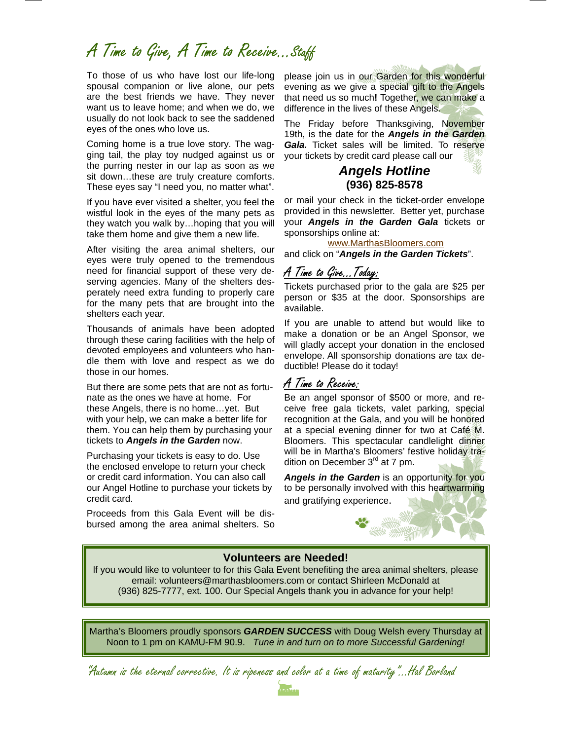# A Time to Give, A Time to Receive...Staff

To those of us who have lost our life-long spousal companion or live alone, our pets are the best friends we have. They never want us to leave home; and when we do, we usually do not look back to see the saddened eyes of the ones who love us.

Coming home is a true love story. The wagging tail, the play toy nudged against us or the purring nester in our lap as soon as we sit down…these are truly creature comforts. These eyes say "I need you, no matter what".

If you have ever visited a shelter, you feel the wistful look in the eyes of the many pets as they watch you walk by…hoping that you will take them home and give them a new life.

After visiting the area animal shelters, our eyes were truly opened to the tremendous need for financial support of these very deserving agencies. Many of the shelters desperately need extra funding to properly care for the many pets that are brought into the shelters each year.

Thousands of animals have been adopted through these caring facilities with the help of devoted employees and volunteers who handle them with love and respect as we do those in our homes.

But there are some pets that are not as fortunate as the ones we have at home. For these Angels, there is no home…yet. But with your help, we can make a better life for them. You can help them by purchasing your tickets to ***Angels in the Garden*** now.

Purchasing your tickets is easy to do. Use the enclosed envelope to return your check or credit card information. You can also call our Angel Hotline to purchase your tickets by credit card.

Proceeds from this Gala Event will be disbursed among the area animal shelters. So please join us in our Garden for this wonderful evening as we give a special gift to the Angels that need us so much**!** Together, we can make a difference in the lives of these Angels.

The Friday before Thanksgiving, November 19th, is the date for the ***Angels in the Garden Gala.*** Ticket sales will be limited. To reserve your tickets by credit card please call our

### *Angels Hotline*
**(936) 825-8578**

or mail your check in the ticket-order envelope provided in this newsletter. Better yet, purchase your ***Angels in the Garden Gala*** tickets or sponsorships online at:

www.MarthasBloomers.com

and click on "***Angels in the Garden Tickets***".

## A Time to Give…Today:

Tickets purchased prior to the gala are $25 per person or $35 at the door. Sponsorships are available.

If you are unable to attend but would like to make a donation or be an Angel Sponsor, we will gladly accept your donation in the enclosed envelope. All sponsorship donations are tax deductible! Please do it today!

## A Time to Receive:

Be an angel sponsor of $500 or more, and receive free gala tickets, valet parking, special recognition at the Gala, and you will be honored at a special evening dinner for two at Café M. Bloomers. This spectacular candlelight dinner will be in Martha's Bloomers' festive holiday tradition on December 3rd at 7 pm.

***Angels in the Garden*** is an opportunity for you to be personally involved with this heartwarming and gratifying experience.

---

**Volunteers are Needed!**

If you would like to volunteer to for this Gala Event benefiting the area animal shelters, please email: volunteers@marthasbloomers.com or contact Shirleen McDonald at (936) 825-7777, ext. 100. Our Special Angels thank you in advance for your help!

---

Martha's Bloomers proudly sponsors ***GARDEN SUCCESS*** with Doug Welsh every Thursday at Noon to 1 pm on KAMU-FM 90.9. *Tune in and turn on to more Successful Gardening!*

---

*"Autumn is the eternal corrective. It is ripeness and color at a time of maturity"...Hal Borland*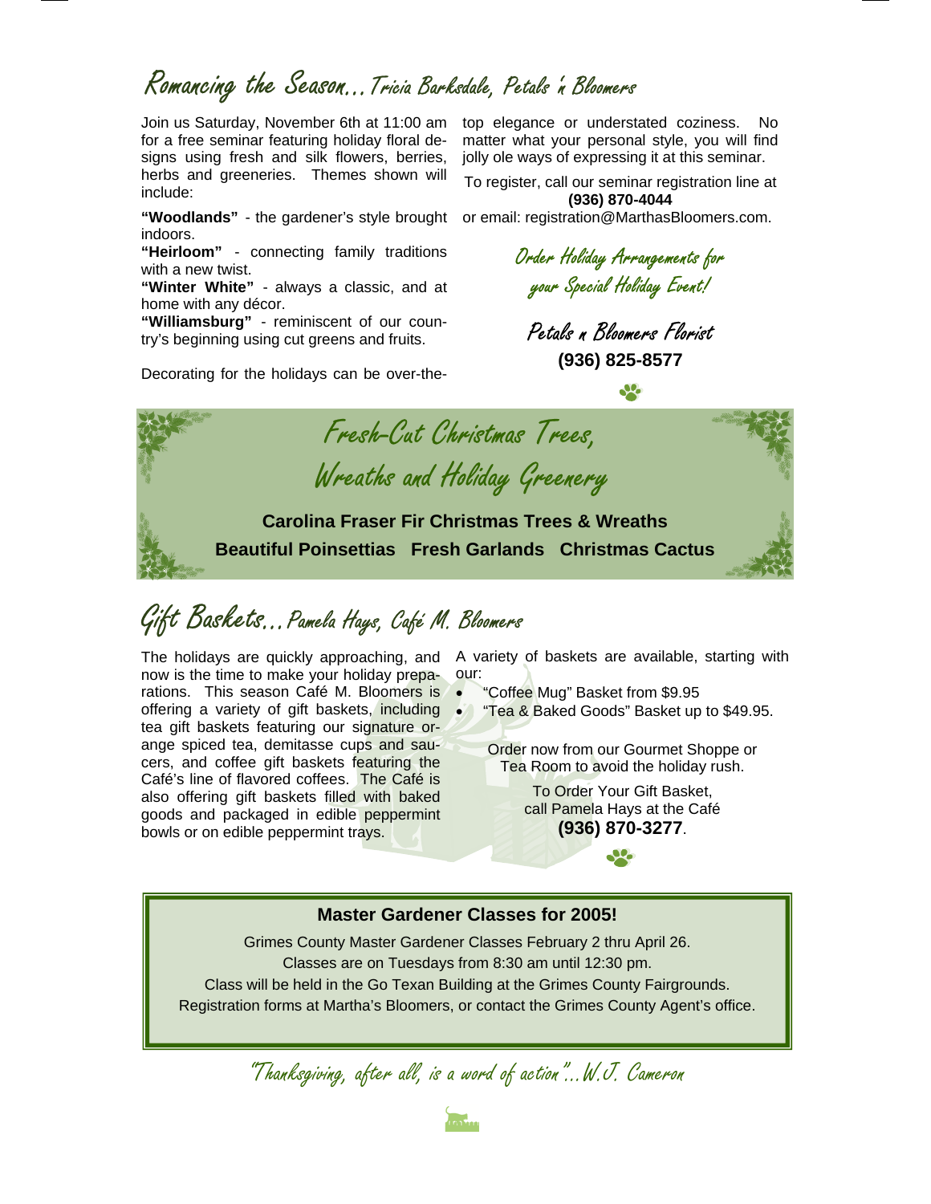## *Romancing the Season… Tricia Barksdale, Petals 'n Bloomers*

Join us Saturday, November 6th at 11:00 am for a free seminar featuring holiday floral designs using fresh and silk flowers, berries, herbs and greeneries. Themes shown will include:

**"Woodlands"** - the gardener's style brought indoors.
**"Heirloom"** - connecting family traditions with a new twist.
**"Winter White"** - always a classic, and at home with any décor.
**"Williamsburg"** - reminiscent of our country's beginning using cut greens and fruits.

Decorating for the holidays can be over-the-top elegance or understated coziness. No matter what your personal style, you will find jolly ole ways of expressing it at this seminar.

To register, call our seminar registration line at **(936) 870-4044** or email: registration@MarthasBloomers.com.

*Order Holiday Arrangements for your Special Holiday Event!*

*Petals n Bloomers Florist*
**(936) 825-8577**

## *Fresh-Cut Christmas Trees, Wreaths and Holiday Greenery*

**Carolina Fraser Fir Christmas Trees & Wreaths**
**Beautiful Poinsettias Fresh Garlands Christmas Cactus**

## *Gift Baskets… Pamela Hays, Café M. Bloomers*

The holidays are quickly approaching, and now is the time to make your holiday preparations. This season Café M. Bloomers is offering a variety of gift baskets, including tea gift baskets featuring our signature orange spiced tea, demitasse cups and saucers, and coffee gift baskets featuring the Café's line of flavored coffees. The Café is also offering gift baskets filled with baked goods and packaged in edible peppermint bowls or on edible peppermint trays.

A variety of baskets are available, starting with our:

- "Coffee Mug" Basket from $9.95
- "Tea & Baked Goods" Basket up to $49.95.

Order now from our Gourmet Shoppe or Tea Room to avoid the holiday rush.

To Order Your Gift Basket, call Pamela Hays at the Café **(936) 870-3277**.

### Master Gardener Classes for 2005!

Grimes County Master Gardener Classes February 2 thru April 26.
Classes are on Tuesdays from 8:30 am until 12:30 pm.
Class will be held in the Go Texan Building at the Grimes County Fairgrounds.
Registration forms at Martha's Bloomers, or contact the Grimes County Agent's office.

*"Thanksgiving, after all, is a word of action"… W.J. Cameron*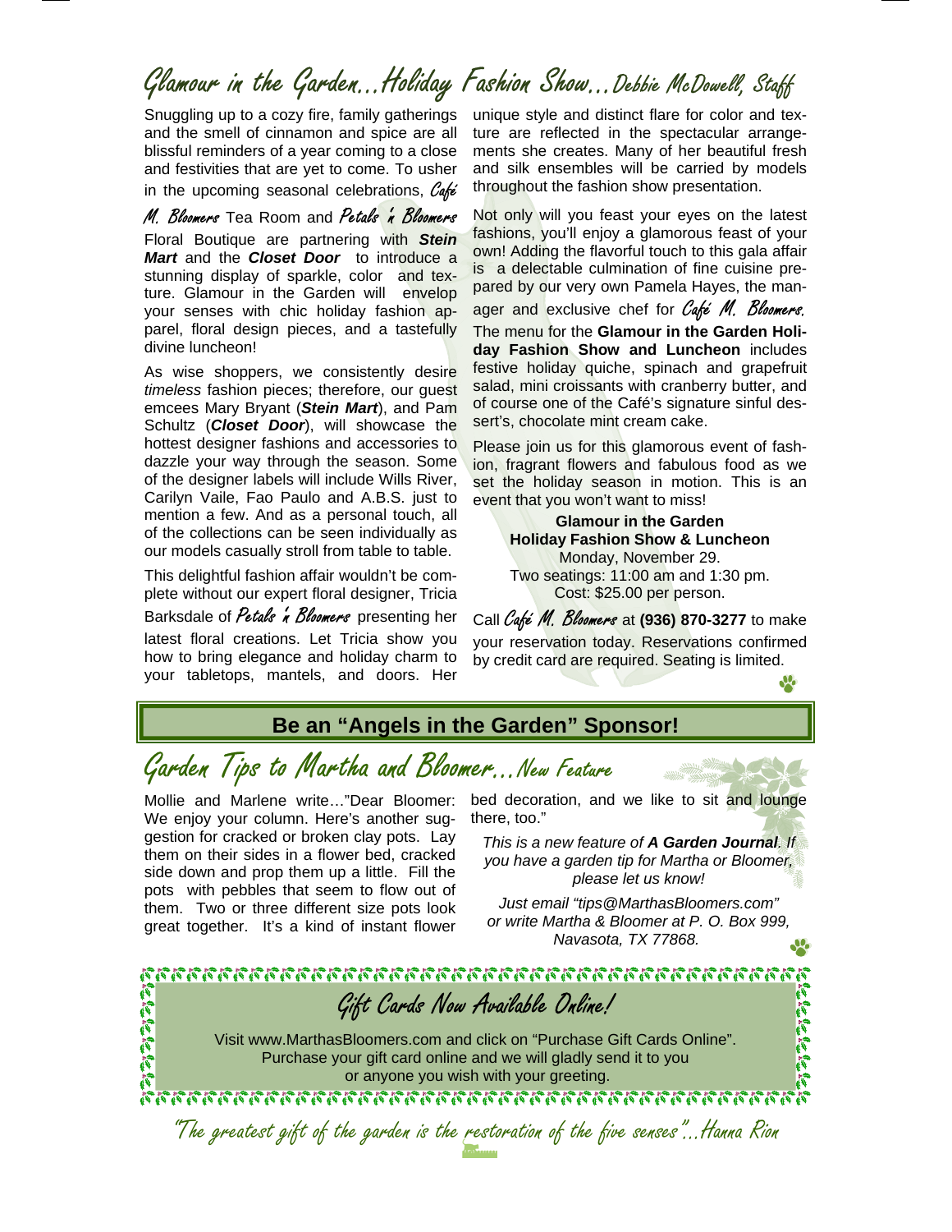# Glamour in the Garden...Holiday Fashion Show...Debbie McDowell, Staff

Snuggling up to a cozy fire, family gatherings and the smell of cinnamon and spice are all blissful reminders of a year coming to a close and festivities that are yet to come. To usher in the upcoming seasonal celebrations, *Café M. Bloomers* Tea Room and *Petals 'n Bloomers* Floral Boutique are partnering with ***Stein Mart*** and the ***Closet Door*** to introduce a stunning display of sparkle, color and texture. Glamour in the Garden will envelop your senses with chic holiday fashion apparel, floral design pieces, and a tastefully divine luncheon!

As wise shoppers, we consistently desire *timeless* fashion pieces; therefore, our guest emcees Mary Bryant (***Stein Mart***), and Pam Schultz (***Closet Door***), will showcase the hottest designer fashions and accessories to dazzle your way through the season. Some of the designer labels will include Wills River, Carilyn Vaile, Fao Paulo and A.B.S. just to mention a few. And as a personal touch, all of the collections can be seen individually as our models casually stroll from table to table.

This delightful fashion affair wouldn't be complete without our expert floral designer, Tricia Barksdale of *Petals 'n Bloomers* presenting her latest floral creations. Let Tricia show you how to bring elegance and holiday charm to your tabletops, mantels, and doors. Her unique style and distinct flare for color and texture are reflected in the spectacular arrangements she creates. Many of her beautiful fresh and silk ensembles will be carried by models throughout the fashion show presentation.

Not only will you feast your eyes on the latest fashions, you'll enjoy a glamorous feast of your own! Adding the flavorful touch to this gala affair is a delectable culmination of fine cuisine prepared by our very own Pamela Hayes, the manager and exclusive chef for *Café M. Bloomers*. The menu for the **Glamour in the Garden Holiday Fashion Show and Luncheon** includes festive holiday quiche, spinach and grapefruit salad, mini croissants with cranberry butter, and of course one of the Café's signature sinful dessert's, chocolate mint cream cake.

Please join us for this glamorous event of fashion, fragrant flowers and fabulous food as we set the holiday season in motion. This is an event that you won't want to miss!

**Glamour in the Garden**
**Holiday Fashion Show & Luncheon**
Monday, November 29.
Two seatings: 11:00 am and 1:30 pm.
Cost: $25.00 per person.

Call *Café M. Bloomers* at **(936) 870-3277** to make your reservation today. Reservations confirmed by credit card are required. Seating is limited.

## Be an "Angels in the Garden" Sponsor!

# Garden Tips to Martha and Bloomer...New Feature

Mollie and Marlene write…"Dear Bloomer: We enjoy your column. Here's another suggestion for cracked or broken clay pots. Lay them on their sides in a flower bed, cracked side down and prop them up a little. Fill the pots with pebbles that seem to flow out of them. Two or three different size pots look great together. It's a kind of instant flower bed decoration, and we like to sit and lounge there, too."

*This is a new feature of **A Garden Journal**. If you have a garden tip for Martha or Bloomer, please let us know!*

*Just email "tips@MarthasBloomers.com" or write Martha & Bloomer at P. O. Box 999, Navasota, TX 77868.*

## Gift Cards Now Available Online!

Visit www.MarthasBloomers.com and click on "Purchase Gift Cards Online". Purchase your gift card online and we will gladly send it to you or anyone you wish with your greeting.

*"The greatest gift of the garden is the restoration of the five senses"...Hanna Rion*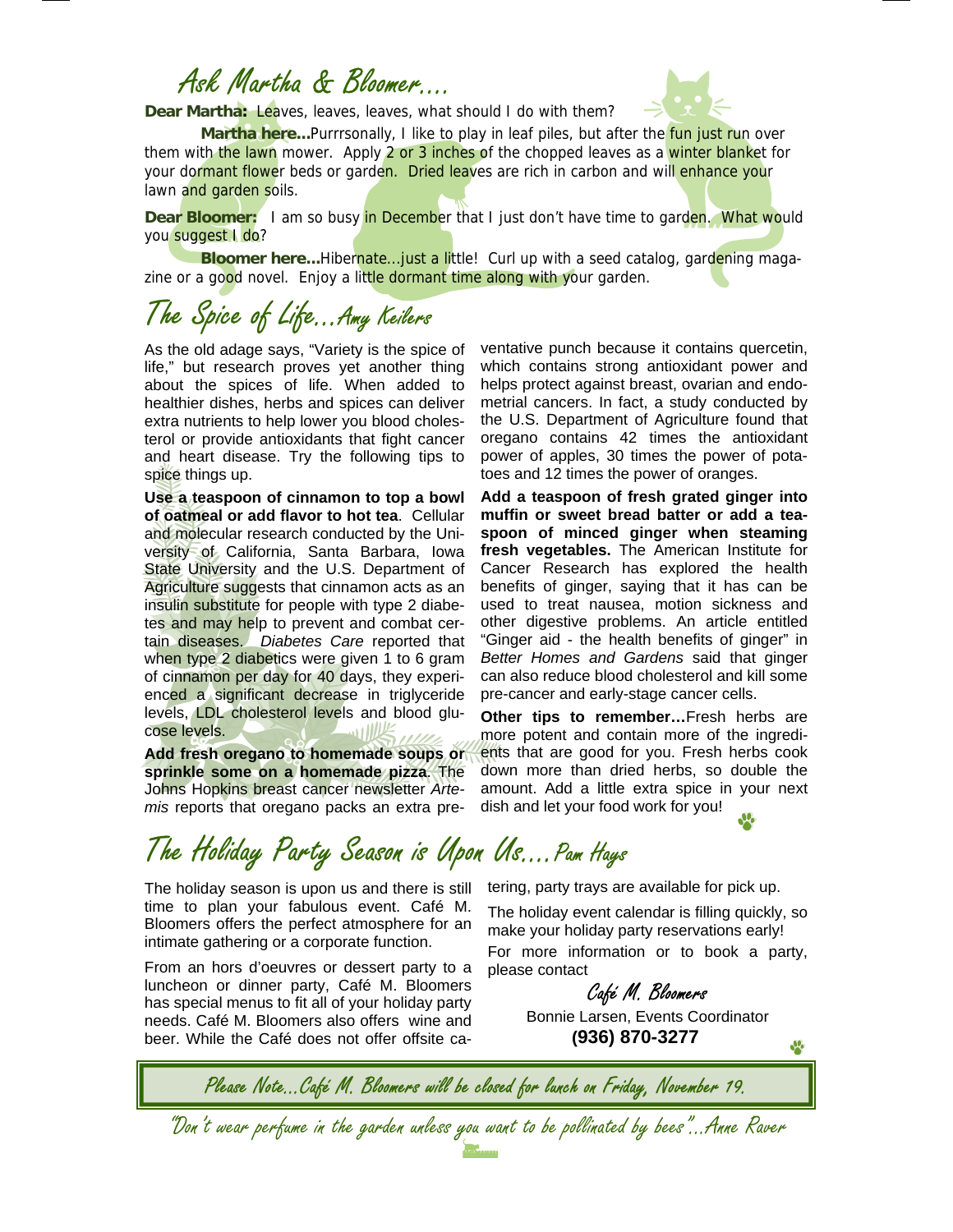# Ask Martha & Bloomer....

**Dear Martha:** Leaves, leaves, leaves, what should I do with them?

**Martha here...**Purrrsonally, I like to play in leaf piles, but after the fun just run over them with the lawn mower. Apply 2 or 3 inches of the chopped leaves as a winter blanket for your dormant flower beds or garden. Dried leaves are rich in carbon and will enhance your lawn and garden soils.

**Dear Bloomer:** I am so busy in December that I just don't have time to garden. What would you suggest I do?

**Bloomer here...**Hibernate...just a little! Curl up with a seed catalog, gardening magazine or a good novel. Enjoy a little dormant time along with your garden.

# The Spice of Life...Amy Keilers

As the old adage says, "Variety is the spice of life," but research proves yet another thing about the spices of life. When added to healthier dishes, herbs and spices can deliver extra nutrients to help lower you blood cholesterol or provide antioxidants that fight cancer and heart disease. Try the following tips to spice things up.

**Use a teaspoon of cinnamon to top a bowl of oatmeal or add flavor to hot tea**. Cellular and molecular research conducted by the University of California, Santa Barbara, Iowa State University and the U.S. Department of Agriculture suggests that cinnamon acts as an insulin substitute for people with type 2 diabetes and may help to prevent and combat certain diseases. *Diabetes Care* reported that when type 2 diabetics were given 1 to 6 gram of cinnamon per day for 40 days, they experienced a significant decrease in triglyceride levels, LDL cholesterol levels and blood glucose levels.

**Add fresh oregano to homemade soups or sprinkle some on a homemade pizza**. The Johns Hopkins breast cancer newsletter *Artemis* reports that oregano packs an extra preventative punch because it contains quercetin, which contains strong antioxidant power and helps protect against breast, ovarian and endometrial cancers. In fact, a study conducted by the U.S. Department of Agriculture found that oregano contains 42 times the antioxidant power of apples, 30 times the power of potatoes and 12 times the power of oranges.

**Add a teaspoon of fresh grated ginger into muffin or sweet bread batter or add a teaspoon of minced ginger when steaming fresh vegetables.** The American Institute for Cancer Research has explored the health benefits of ginger, saying that it has can be used to treat nausea, motion sickness and other digestive problems. An article entitled "Ginger aid - the health benefits of ginger" in *Better Homes and Gardens* said that ginger can also reduce blood cholesterol and kill some pre-cancer and early-stage cancer cells.

**Other tips to remember…**Fresh herbs are more potent and contain more of the ingredients that are good for you. Fresh herbs cook down more than dried herbs, so double the amount. Add a little extra spice in your next dish and let your food work for you!

# The Holiday Party Season is Upon Us....Pam Hays

The holiday season is upon us and there is still time to plan your fabulous event. Café M. Bloomers offers the perfect atmosphere for an intimate gathering or a corporate function.

From an hors d'oeuvres or dessert party to a luncheon or dinner party, Café M. Bloomers has special menus to fit all of your holiday party needs. Café M. Bloomers also offers wine and beer. While the Café does not offer offsite catering, party trays are available for pick up.

The holiday event calendar is filling quickly, so make your holiday party reservations early!

For more information or to book a party, please contact

Café M. Bloomers
Bonnie Larsen, Events Coordinator
**(936) 870-3277**

*Please Note...Café M. Bloomers will be closed for lunch on Friday, November 19.*

*"Don't wear perfume in the garden unless you want to be pollinated by bees"...Anne Raver*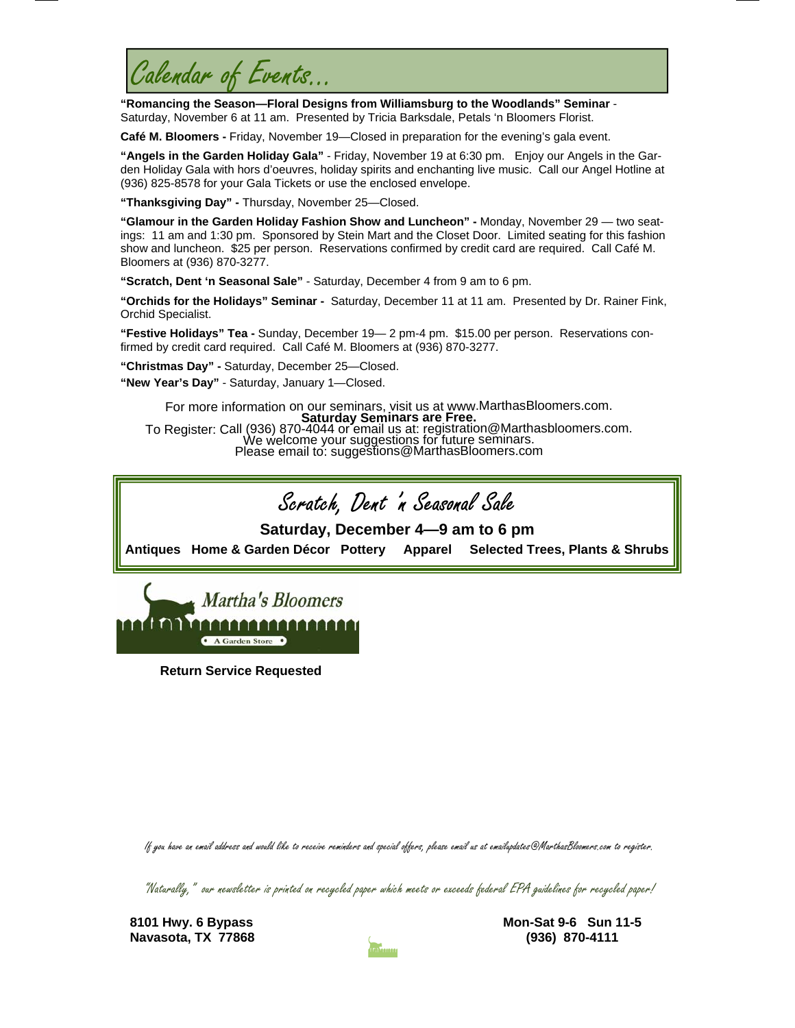# Calendar of Events...

**"Romancing the Season—Floral Designs from Williamsburg to the Woodlands" Seminar** - Saturday, November 6 at 11 am. Presented by Tricia Barksdale, Petals 'n Bloomers Florist.

**Café M. Bloomers -** Friday, November 19—Closed in preparation for the evening's gala event.

**"Angels in the Garden Holiday Gala"** - Friday, November 19 at 6:30 pm. Enjoy our Angels in the Garden Holiday Gala with hors d'oeuvres, holiday spirits and enchanting live music. Call our Angel Hotline at (936) 825-8578 for your Gala Tickets or use the enclosed envelope.

**"Thanksgiving Day" -** Thursday, November 25—Closed.

**"Glamour in the Garden Holiday Fashion Show and Luncheon" -** Monday, November 29 — two seatings: 11 am and 1:30 pm. Sponsored by Stein Mart and the Closet Door. Limited seating for this fashion show and luncheon. $25 per person. Reservations confirmed by credit card are required. Call Café M. Bloomers at (936) 870-3277.

**"Scratch, Dent 'n Seasonal Sale"** - Saturday, December 4 from 9 am to 6 pm.

**"Orchids for the Holidays" Seminar -** Saturday, December 11 at 11 am. Presented by Dr. Rainer Fink, Orchid Specialist.

**"Festive Holidays" Tea -** Sunday, December 19— 2 pm-4 pm. $15.00 per person. Reservations confirmed by credit card required. Call Café M. Bloomers at (936) 870-3277.

**"Christmas Day" -** Saturday, December 25—Closed.

**"New Year's Day"** - Saturday, January 1—Closed.

For more information on our seminars, visit us at www.MarthasBloomers.com.
**Saturday Seminars are Free.**
To Register: Call (936) 870-4044 or email us at: registration@Marthasbloomers.com.
We welcome your suggestions for future seminars.
Please email to: suggestions@MarthasBloomers.com

## Scratch, Dent 'n Seasonal Sale

**Saturday, December 4—9 am to 6 pm**

**Antiques   Home & Garden Décor   Pottery   Apparel   Selected Trees, Plants & Shrubs**

Martha's Bloomers
A Garden Store

**Return Service Requested**

*If you have an email address and would like to receive reminders and special offers, please email us at emailupdates@MarthasBloomers.com to register.*

*"Naturally," our newsletter is printed on recycled paper which meets or exceeds federal EPA guidelines for recycled paper!*

**8101 Hwy. 6 Bypass**
**Navasota, TX 77868**

**Mon-Sat 9-6   Sun 11-5**
**(936) 870-4111**